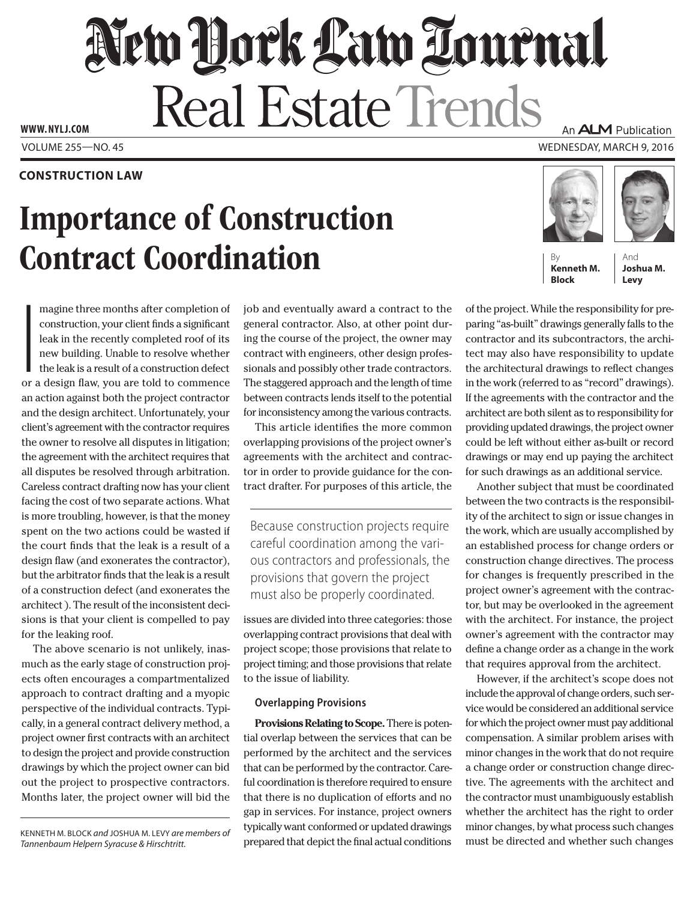**CONSTRUCTION LAW**

# Importance of Construction Contract Coordination

By **Kenneth M. Block** And **Joshua M. Levy**

Imagine three months after completion of construction, your client finds a significant leak in the recently completed roof of its new building. Unable to resolve whether the leak is a result of a construction defect or a design flaw, you are told to commence an action against both the project contractor and the design architect. Unfortunately, your client's agreement with the contractor requires the owner to resolve all disputes in litigation; the agreement with the architect requires that all disputes be resolved through arbitration. Careless contract drafting now has your client facing the cost of two separate actions. What is more troubling, however, is that the money spent on the two actions could be wasted if the court finds that the leak is a result of a design flaw (and exonerates the contractor), but the arbitrator finds that the leak is a result of a construction defect (and exonerates the architect ). The result of the inconsistent decisions is that your client is compelled to pay for the leaking roof.

The above scenario is not unlikely, inasmuch as the early stage of construction projects often encourages a compartmentalized approach to contract drafting and a myopic perspective of the individual contracts. Typically, in a general contract delivery method, a project owner first contracts with an architect to design the project and provide construction drawings by which the project owner can bid out the project to prospective contractors. Months later, the project owner will bid the job and eventually award a contract to the general contractor. Also, at other point during the course of the project, the owner may contract with engineers, other design professionals and possibly other trade contractors. The staggered approach and the length of time between contracts lends itself to the potential for inconsistency among the various contracts.

This article identifies the more common overlapping provisions of the project owner's agreements with the architect and contractor in order to provide guidance for the contract drafter. For purposes of this article, the issues are divided into three categories: those overlapping contract provisions that deal with project scope; those provisions that relate to project timing; and those provisions that relate to the issue of liability.

> Because construction projects require careful coordination among the various contractors and professionals, the provisions that govern the project must also be properly coordinated.

KENNETH M. BLOCK *and* JOSHUA M. LEVY *are members of Tannenbaum Helpern Syracuse & Hirschtritt.*

### Overlapping Provisions

**Provisions Relating to Scope.** There is potential overlap between the services that can be performed by the architect and the services that can be performed by the contractor. Careful coordination is therefore required to ensure that there is no duplication of efforts and no gap in services. For instance, project owners typically want conformed or updated drawings prepared that depict the final actual conditions of the project. While the responsibility for preparing "as-built" drawings generally falls to the contractor and its subcontractors, the architect may also have responsibility to update the architectural drawings to reflect changes in the work (referred to as "record" drawings). If the agreements with the contractor and the architect are both silent as to responsibility for providing updated drawings, the project owner could be left without either as-built or record drawings or may end up paying the architect for such drawings as an additional service.

Another subject that must be coordinated between the two contracts is the responsibility of the architect to sign or issue changes in the work, which are usually accomplished by an established process for change orders or construction change directives. The process for changes is frequently prescribed in the project owner's agreement with the contractor, but may be overlooked in the agreement with the architect. For instance, the project owner's agreement with the contractor may define a change order as a change in the work that requires approval from the architect.

However, if the architect's scope does not include the approval of change orders, such service would be considered an additional service for which the project owner must pay additional compensation. A similar problem arises with minor changes in the work that do not require a change order or construction change directive. The agreements with the architect and the contractor must unambiguously establish whether the architect has the right to order minor changes, by what process such changes must be directed and whether such changes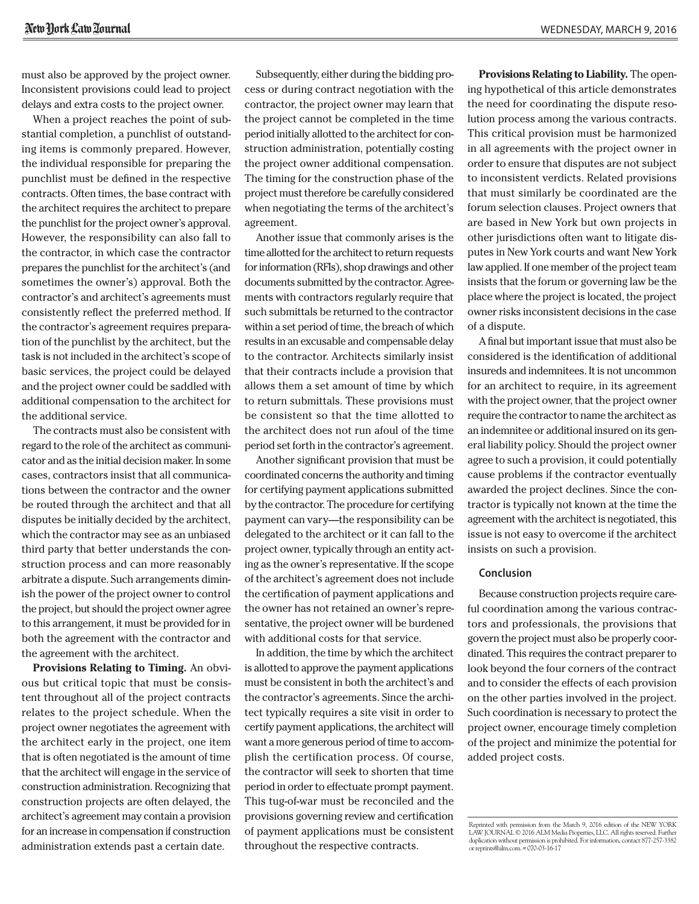must also be approved by the project owner. Inconsistent provisions could lead to project delays and extra costs to the project owner.

When a project reaches the point of substantial completion, a punchlist of outstanding items is commonly prepared. However, the individual responsible for preparing the punchlist must be defined in the respective contracts. Often times, the base contract with the architect requires the architect to prepare the punchlist for the project owner's approval. However, the responsibility can also fall to the contractor, in which case the contractor prepares the punchlist for the architect's (and sometimes the owner's) approval. Both the contractor's and architect's agreements must consistently reflect the preferred method. If the contractor's agreement requires preparation of the punchlist by the architect, but the task is not included in the architect's scope of basic services, the project could be delayed and the project owner could be saddled with additional compensation to the architect for the additional service.

The contracts must also be consistent with regard to the role of the architect as communicator and as the initial decision maker. In some cases, contractors insist that all communications between the contractor and the owner be routed through the architect and that all disputes be initially decided by the architect, which the contractor may see as an unbiased third party that better understands the construction process and can more reasonably arbitrate a dispute. Such arrangements diminish the power of the project owner to control the project, but should the project owner agree to this arrangement, it must be provided for in both the agreement with the contractor and the agreement with the architect.

**Provisions Relating to Timing.** An obvious but critical topic that must be consistent throughout all of the project contracts relates to the project schedule. When the project owner negotiates the agreement with the architect early in the project, one item that is often negotiated is the amount of time that the architect will engage in the service of construction administration. Recognizing that construction projects are often delayed, the architect's agreement may contain a provision for an increase in compensation if construction administration extends past a certain date.

Subsequently, either during the bidding process or during contract negotiation with the contractor, the project owner may learn that the project cannot be completed in the time period initially allotted to the architect for construction administration, potentially costing the project owner additional compensation. The timing for the construction phase of the project must therefore be carefully considered when negotiating the terms of the architect's agreement.

Another issue that commonly arises is the time allotted for the architect to return requests for information (RFIs), shop drawings and other documents submitted by the contractor. Agreements with contractors regularly require that such submittals be returned to the contractor within a set period of time, the breach of which results in an excusable and compensable delay to the contractor. Architects similarly insist that their contracts include a provision that allows them a set amount of time by which to return submittals. These provisions must be consistent so that the time allotted to the architect does not run afoul of the time period set forth in the contractor's agreement.

Another significant provision that must be coordinated concerns the authority and timing for certifying payment applications submitted by the contractor. The procedure for certifying payment can vary—the responsibility can be delegated to the architect or it can fall to the project owner, typically through an entity acting as the owner's representative. If the scope of the architect's agreement does not include the certification of payment applications and the owner has not retained an owner's representative, the project owner will be burdened with additional costs for that service.

In addition, the time by which the architect is allotted to approve the payment applications must be consistent in both the architect's and the contractor's agreements. Since the architect typically requires a site visit in order to certify payment applications, the architect will want a more generous period of time to accomplish the certification process. Of course, the contractor will seek to shorten that time period in order to effectuate prompt payment. This tug-of-war must be reconciled and the provisions governing review and certification of payment applications must be consistent throughout the respective contracts.

**Provisions Relating to Liability.** The opening hypothetical of this article demonstrates the need for coordinating the dispute resolution process among the various contracts. This critical provision must be harmonized in all agreements with the project owner in order to ensure that disputes are not subject to inconsistent verdicts. Related provisions that must similarly be coordinated are the forum selection clauses. Project owners that are based in New York but own projects in other jurisdictions often want to litigate disputes in New York courts and want New York law applied. If one member of the project team insists that the forum or governing law be the place where the project is located, the project owner risks inconsistent decisions in the case of a dispute.

A final but important issue that must also be considered is the identification of additional insureds and indemnitees. It is not uncommon for an architect to require, in its agreement with the project owner, that the project owner require the contractor to name the architect as an indemnitee or additional insured on its general liability policy. Should the project owner agree to such a provision, it could potentially cause problems if the contractor eventually awarded the project declines. Since the contractor is typically not known at the time the agreement with the architect is negotiated, this issue is not easy to overcome if the architect insists on such a provision.

## Conclusion

Because construction projects require careful coordination among the various contractors and professionals, the provisions that govern the project must also be properly coordinated. This requires the contract preparer to look beyond the four corners of the contract and to consider the effects of each provision on the other parties involved in the project. Such coordination is necessary to protect the project owner, encourage timely completion of the project and minimize the potential for added project costs.

Reprinted with permission from the March 9, 2016 edition of the NEW YORK LAW JOURNAL © 2016 ALM Media Properties, LLC. All rights reserved. Further duplication without permission is prohibited. For information, contact 877-257-3382 or reprints@alm.com. # 070-03-16-17